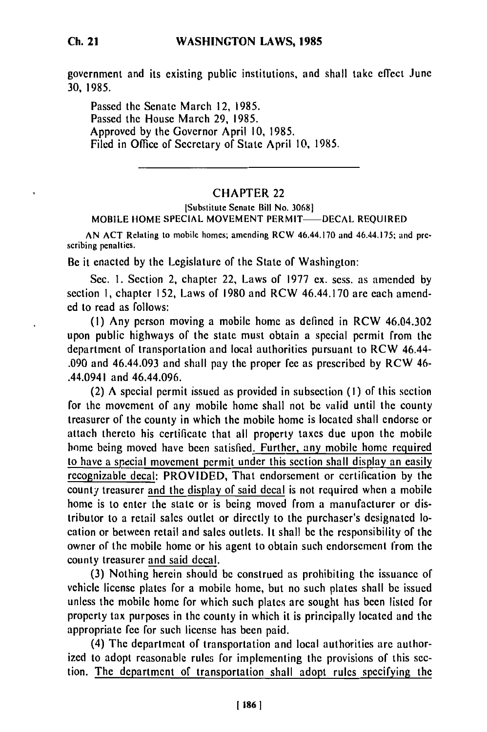government and its existing public institutions, and shall take effect June 30, 1985.

Passed the Senate March 12, 1985.
Passed the House March 29, 1985.
Approved by the Governor April 10, 1985.
Filed in Office of Secretary of State April 10, 1985.

---

## CHAPTER 22

[Substitute Senate Bill No. 3068]

MOBILE HOME SPECIAL MOVEMENT PERMIT—DECAL REQUIRED

AN ACT Relating to mobile homes; amending RCW 46.44.170 and 46.44.175; and prescribing penalties.

Be it enacted by the Legislature of the State of Washington:

Sec. 1. Section 2, chapter 22, Laws of 1977 ex. sess. as amended by section 1, chapter 152, Laws of 1980 and RCW 46.44.170 are each amended to read as follows:

(1) Any person moving a mobile home as defined in RCW 46.04.302 upon public highways of the state must obtain a special permit from the department of transportation and local authorities pursuant to RCW 46.44-.090 and 46.44.093 and shall pay the proper fee as prescribed by RCW 46-.44.0941 and 46.44.096.

(2) A special permit issued as provided in subsection (1) of this section for the movement of any mobile home shall not be valid until the county treasurer of the county in which the mobile home is located shall endorse or attach thereto his certificate that all property taxes due upon the mobile home being moved have been satisfied. Further, any mobile home required to have a special movement permit under this section shall display an easily recognizable decal: PROVIDED, That endorsement or certification by the county treasurer and the display of said decal is not required when a mobile home is to enter the state or is being moved from a manufacturer or distributor to a retail sales outlet or directly to the purchaser's designated location or between retail and sales outlets. It shall be the responsibility of the owner of the mobile home or his agent to obtain such endorsement from the county treasurer and said decal.

(3) Nothing herein should be construed as prohibiting the issuance of vehicle license plates for a mobile home, but no such plates shall be issued unless the mobile home for which such plates are sought has been listed for property tax purposes in the county in which it is principally located and the appropriate fee for such license has been paid.

(4) The department of transportation and local authorities are authorized to adopt reasonable rules for implementing the provisions of this section. The department of transportation shall adopt rules specifying the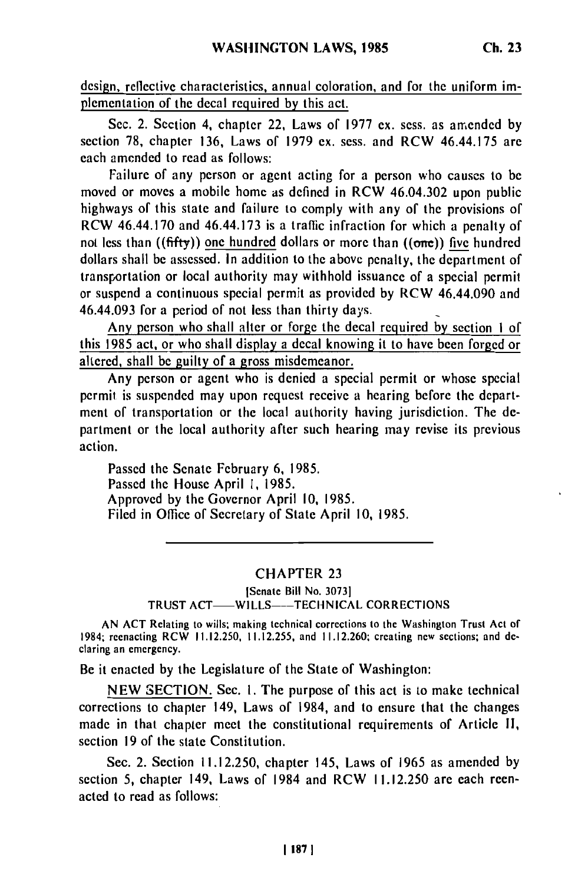design, reflective characteristics, annual coloration, and for the uniform implementation of the decal required by this act.

Sec. 2. Section 4, chapter 22, Laws of 1977 ex. sess. as amended by section 78, chapter 136, Laws of 1979 ex. sess. and RCW 46.44.175 are each amended to read as follows:

Failure of any person or agent acting for a person who causes to be moved or moves a mobile home as defined in RCW 46.04.302 upon public highways of this state and failure to comply with any of the provisions of RCW 46.44.170 and 46.44.173 is a traffic infraction for which a penalty of not less than ((~~fifty~~)) one hundred dollars or more than ((~~one~~)) five hundred dollars shall be assessed. In addition to the above penalty, the department of transportation or local authority may withhold issuance of a special permit or suspend a continuous special permit as provided by RCW 46.44.090 and 46.44.093 for a period of not less than thirty days.

Any person who shall alter or forge the decal required by section 1 of this 1985 act, or who shall display a decal knowing it to have been forged or altered, shall be guilty of a gross misdemeanor.

Any person or agent who is denied a special permit or whose special permit is suspended may upon request receive a hearing before the department of transportation or the local authority having jurisdiction. The department or the local authority after such hearing may revise its previous action.

Passed the Senate February 6, 1985.
Passed the House April 1, 1985.
Approved by the Governor April 10, 1985.
Filed in Office of Secretary of State April 10, 1985.

---

## CHAPTER 23

[Senate Bill No. 3073]

TRUST ACT—WILLS—TECHNICAL CORRECTIONS

AN ACT Relating to wills; making technical corrections to the Washington Trust Act of 1984; reenacting RCW 11.12.250, 11.12.255, and 11.12.260; creating new sections; and declaring an emergency.

Be it enacted by the Legislature of the State of Washington:

NEW SECTION. Sec. 1. The purpose of this act is to make technical corrections to chapter 149, Laws of 1984, and to ensure that the changes made in that chapter meet the constitutional requirements of Article II, section 19 of the state Constitution.

Sec. 2. Section 11.12.250, chapter 145, Laws of 1965 as amended by section 5, chapter 149, Laws of 1984 and RCW 11.12.250 are each reenacted to read as follows: